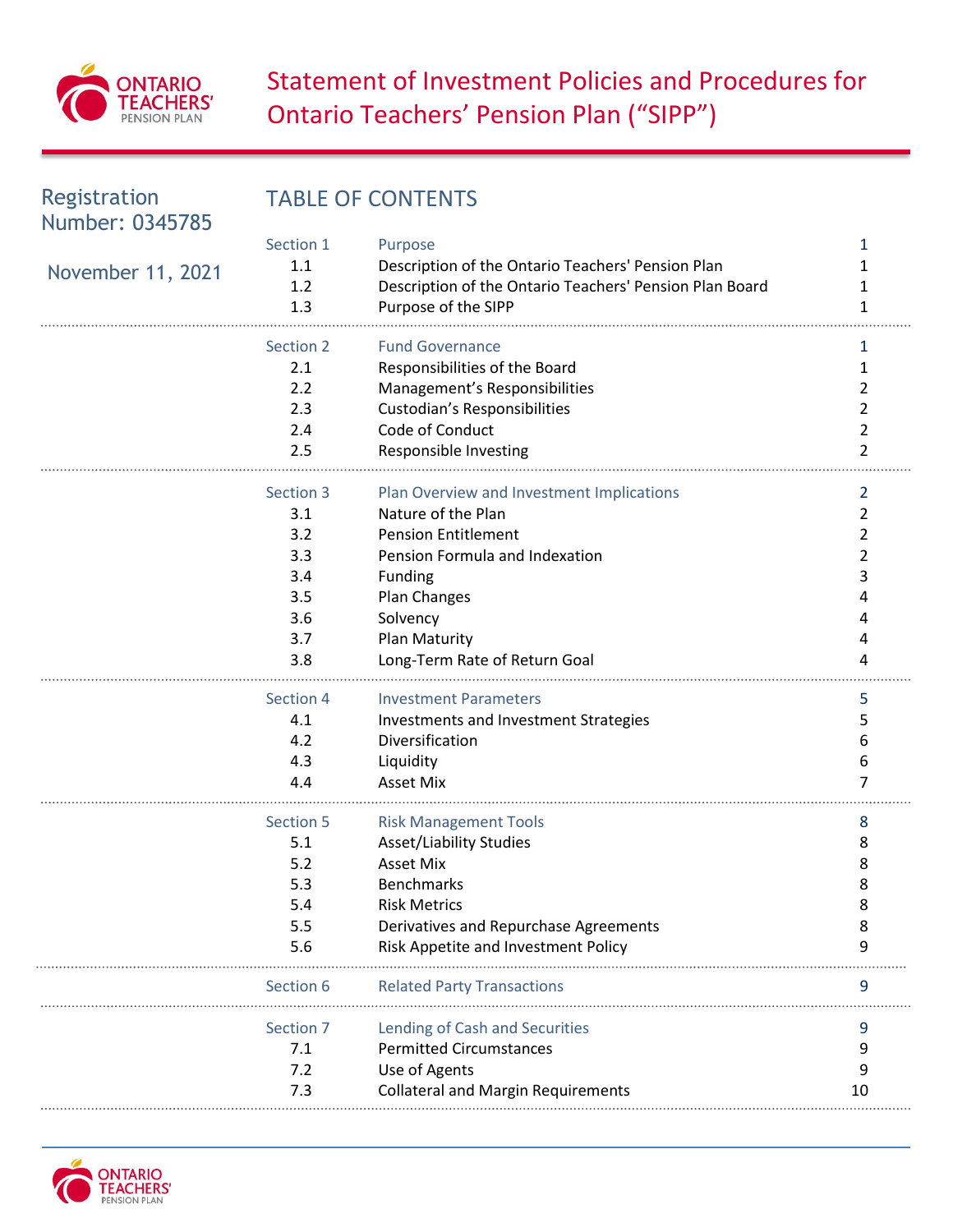# Statement of Investment Policies and Procedures for Ontario Teachers' Pension Plan ("SIPP")

Registration Number: 0345785

November 11, 2021

## TABLE OF CONTENTS

| | | |
|---|---|---|
| **Section 1** | **Purpose** | **1** |
| 1.1 | Description of the Ontario Teachers' Pension Plan | 1 |
| 1.2 | Description of the Ontario Teachers' Pension Plan Board | 1 |
| 1.3 | Purpose of the SIPP | 1 |
| **Section 2** | **Fund Governance** | **1** |
| 2.1 | Responsibilities of the Board | 1 |
| 2.2 | Management's Responsibilities | 2 |
| 2.3 | Custodian's Responsibilities | 2 |
| 2.4 | Code of Conduct | 2 |
| 2.5 | Responsible Investing | 2 |
| **Section 3** | **Plan Overview and Investment Implications** | **2** |
| 3.1 | Nature of the Plan | 2 |
| 3.2 | Pension Entitlement | 2 |
| 3.3 | Pension Formula and Indexation | 2 |
| 3.4 | Funding | 3 |
| 3.5 | Plan Changes | 4 |
| 3.6 | Solvency | 4 |
| 3.7 | Plan Maturity | 4 |
| 3.8 | Long-Term Rate of Return Goal | 4 |
| **Section 4** | **Investment Parameters** | **5** |
| 4.1 | Investments and Investment Strategies | 5 |
| 4.2 | Diversification | 6 |
| 4.3 | Liquidity | 6 |
| 4.4 | Asset Mix | 7 |
| **Section 5** | **Risk Management Tools** | **8** |
| 5.1 | Asset/Liability Studies | 8 |
| 5.2 | Asset Mix | 8 |
| 5.3 | Benchmarks | 8 |
| 5.4 | Risk Metrics | 8 |
| 5.5 | Derivatives and Repurchase Agreements | 8 |
| 5.6 | Risk Appetite and Investment Policy | 9 |
| **Section 6** | **Related Party Transactions** | **9** |
| **Section 7** | **Lending of Cash and Securities** | **9** |
| 7.1 | Permitted Circumstances | 9 |
| 7.2 | Use of Agents | 9 |
| 7.3 | Collateral and Margin Requirements | 10 |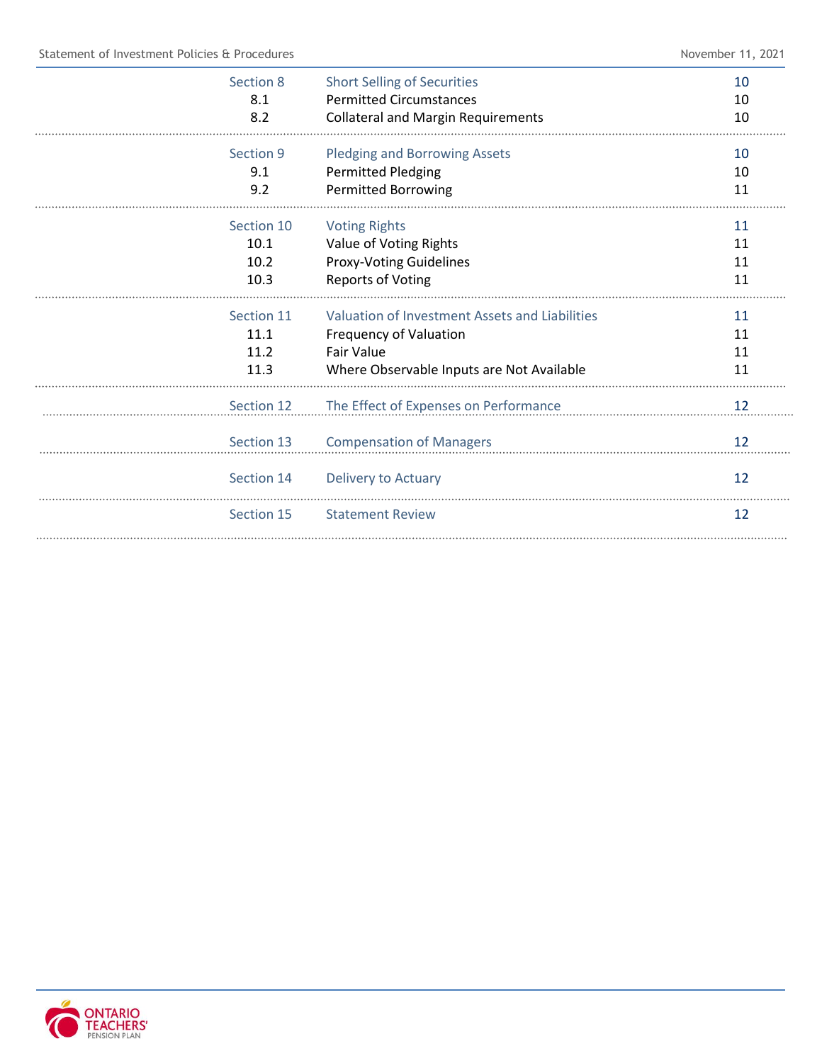| Section | Title | Page |
|---|---|---|
| Section 8 | Short Selling of Securities | 10 |
| 8.1 | Permitted Circumstances | 10 |
| 8.2 | Collateral and Margin Requirements | 10 |
| Section 9 | Pledging and Borrowing Assets | 10 |
| 9.1 | Permitted Pledging | 10 |
| 9.2 | Permitted Borrowing | 11 |
| Section 10 | Voting Rights | 11 |
| 10.1 | Value of Voting Rights | 11 |
| 10.2 | Proxy-Voting Guidelines | 11 |
| 10.3 | Reports of Voting | 11 |
| Section 11 | Valuation of Investment Assets and Liabilities | 11 |
| 11.1 | Frequency of Valuation | 11 |
| 11.2 | Fair Value | 11 |
| 11.3 | Where Observable Inputs are Not Available | 11 |
| Section 12 | The Effect of Expenses on Performance | 12 |
| Section 13 | Compensation of Managers | 12 |
| Section 14 | Delivery to Actuary | 12 |
| Section 15 | Statement Review | 12 |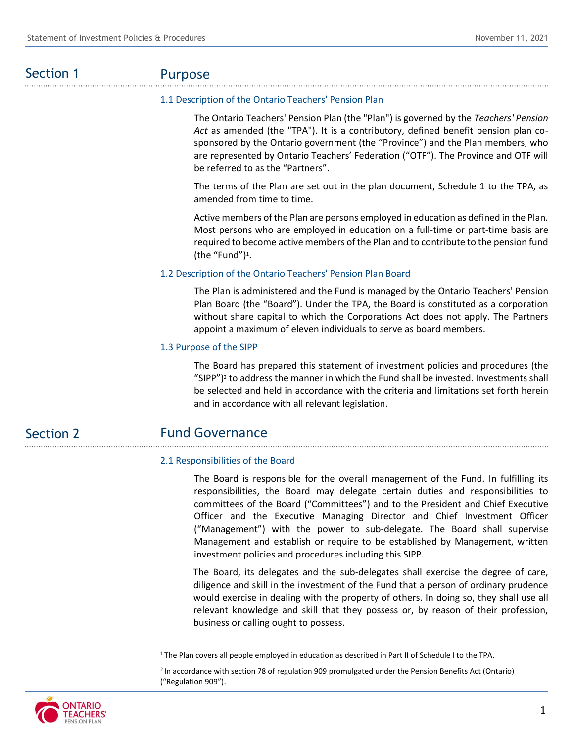# Section 1 Purpose

## 1.1 Description of the Ontario Teachers' Pension Plan

The Ontario Teachers' Pension Plan (the "Plan") is governed by the *Teachers' Pension Act* as amended (the "TPA"). It is a contributory, defined benefit pension plan co-sponsored by the Ontario government (the "Province") and the Plan members, who are represented by Ontario Teachers' Federation ("OTF"). The Province and OTF will be referred to as the "Partners".

The terms of the Plan are set out in the plan document, Schedule 1 to the TPA, as amended from time to time.

Active members of the Plan are persons employed in education as defined in the Plan. Most persons who are employed in education on a full-time or part-time basis are required to become active members of the Plan and to contribute to the pension fund (the "Fund")[1].

## 1.2 Description of the Ontario Teachers' Pension Plan Board

The Plan is administered and the Fund is managed by the Ontario Teachers' Pension Plan Board (the "Board"). Under the TPA, the Board is constituted as a corporation without share capital to which the Corporations Act does not apply. The Partners appoint a maximum of eleven individuals to serve as board members.

## 1.3 Purpose of the SIPP

The Board has prepared this statement of investment policies and procedures (the "SIPP")[2] to address the manner in which the Fund shall be invested. Investments shall be selected and held in accordance with the criteria and limitations set forth herein and in accordance with all relevant legislation.

# Section 2 Fund Governance

## 2.1 Responsibilities of the Board

The Board is responsible for the overall management of the Fund. In fulfilling its responsibilities, the Board may delegate certain duties and responsibilities to committees of the Board ("Committees") and to the President and Chief Executive Officer and the Executive Managing Director and Chief Investment Officer ("Management") with the power to sub-delegate. The Board shall supervise Management and establish or require to be established by Management, written investment policies and procedures including this SIPP.

The Board, its delegates and the sub-delegates shall exercise the degree of care, diligence and skill in the investment of the Fund that a person of ordinary prudence would exercise in dealing with the property of others. In doing so, they shall use all relevant knowledge and skill that they possess or, by reason of their profession, business or calling ought to possess.

---

[1] The Plan covers all people employed in education as described in Part II of Schedule I to the TPA.

[2] In accordance with section 78 of regulation 909 promulgated under the Pension Benefits Act (Ontario) ("Regulation 909").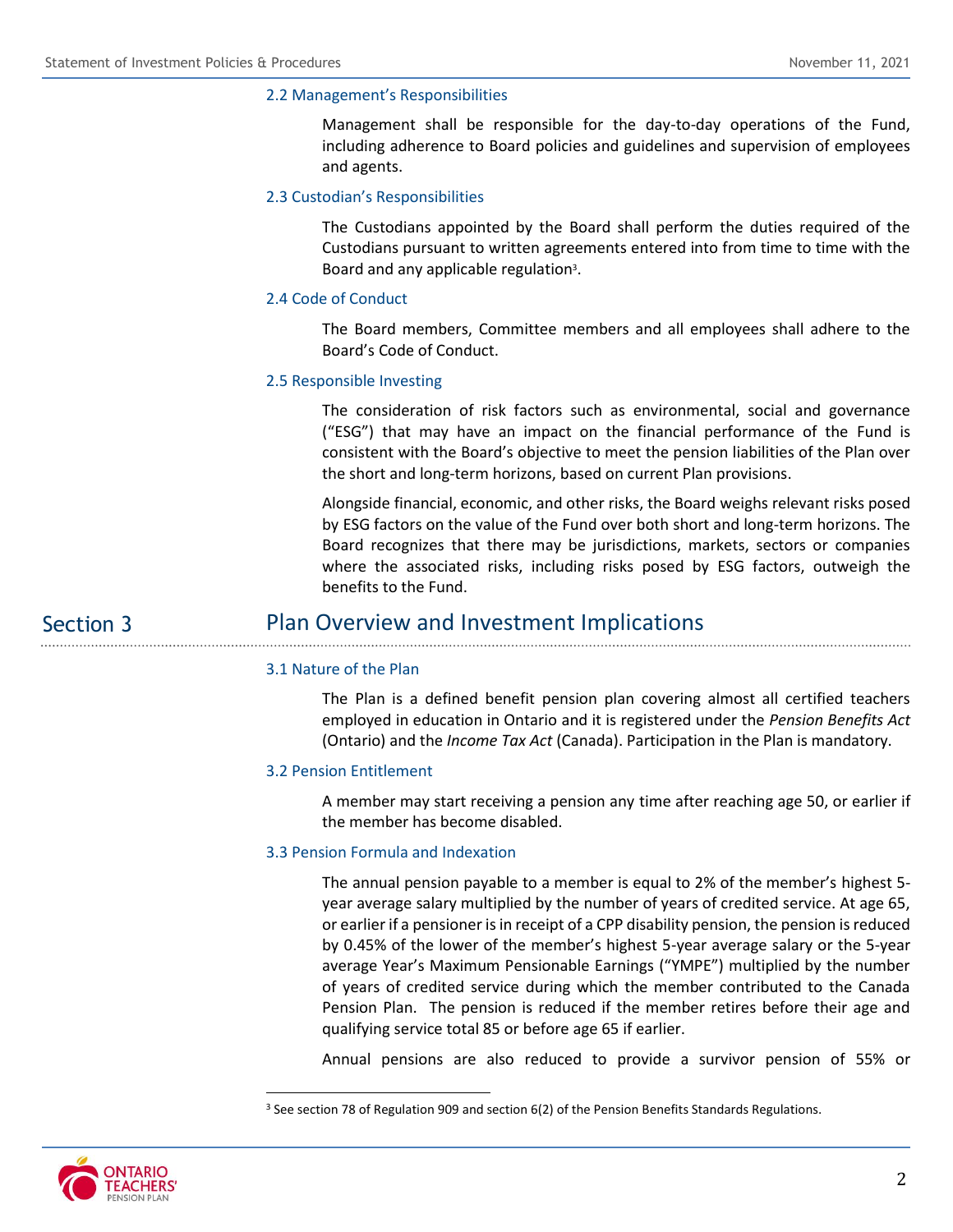### 2.2 Management's Responsibilities

Management shall be responsible for the day-to-day operations of the Fund, including adherence to Board policies and guidelines and supervision of employees and agents.

### 2.3 Custodian's Responsibilities

The Custodians appointed by the Board shall perform the duties required of the Custodians pursuant to written agreements entered into from time to time with the Board and any applicable regulation[3].

### 2.4 Code of Conduct

The Board members, Committee members and all employees shall adhere to the Board's Code of Conduct.

### 2.5 Responsible Investing

The consideration of risk factors such as environmental, social and governance ("ESG") that may have an impact on the financial performance of the Fund is consistent with the Board's objective to meet the pension liabilities of the Plan over the short and long-term horizons, based on current Plan provisions.

Alongside financial, economic, and other risks, the Board weighs relevant risks posed by ESG factors on the value of the Fund over both short and long-term horizons. The Board recognizes that there may be jurisdictions, markets, sectors or companies where the associated risks, including risks posed by ESG factors, outweigh the benefits to the Fund.

## Section 3 Plan Overview and Investment Implications

### 3.1 Nature of the Plan

The Plan is a defined benefit pension plan covering almost all certified teachers employed in education in Ontario and it is registered under the *Pension Benefits Act* (Ontario) and the *Income Tax Act* (Canada). Participation in the Plan is mandatory.

### 3.2 Pension Entitlement

A member may start receiving a pension any time after reaching age 50, or earlier if the member has become disabled.

### 3.3 Pension Formula and Indexation

The annual pension payable to a member is equal to 2% of the member's highest 5-year average salary multiplied by the number of years of credited service. At age 65, or earlier if a pensioner is in receipt of a CPP disability pension, the pension is reduced by 0.45% of the lower of the member's highest 5-year average salary or the 5-year average Year's Maximum Pensionable Earnings ("YMPE") multiplied by the number of years of credited service during which the member contributed to the Canada Pension Plan. The pension is reduced if the member retires before their age and qualifying service total 85 or before age 65 if earlier.

Annual pensions are also reduced to provide a survivor pension of 55% or

[3] See section 78 of Regulation 909 and section 6(2) of the Pension Benefits Standards Regulations.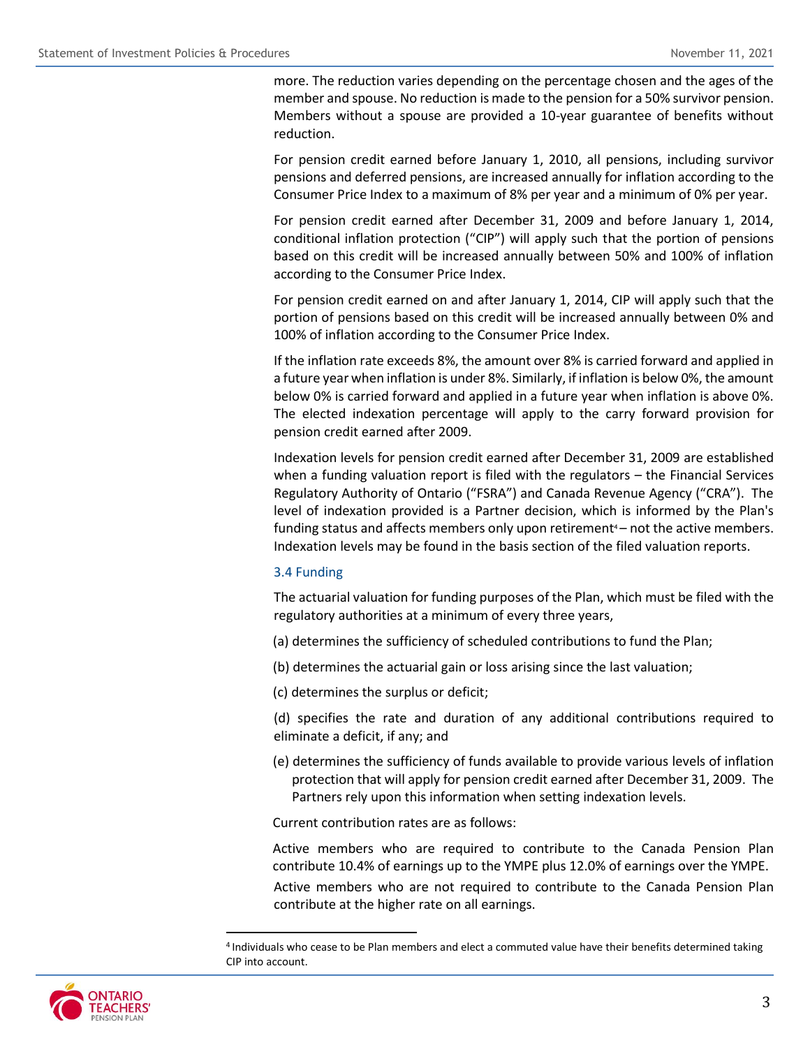more. The reduction varies depending on the percentage chosen and the ages of the member and spouse. No reduction is made to the pension for a 50% survivor pension. Members without a spouse are provided a 10-year guarantee of benefits without reduction.

For pension credit earned before January 1, 2010, all pensions, including survivor pensions and deferred pensions, are increased annually for inflation according to the Consumer Price Index to a maximum of 8% per year and a minimum of 0% per year.

For pension credit earned after December 31, 2009 and before January 1, 2014, conditional inflation protection ("CIP") will apply such that the portion of pensions based on this credit will be increased annually between 50% and 100% of inflation according to the Consumer Price Index.

For pension credit earned on and after January 1, 2014, CIP will apply such that the portion of pensions based on this credit will be increased annually between 0% and 100% of inflation according to the Consumer Price Index.

If the inflation rate exceeds 8%, the amount over 8% is carried forward and applied in a future year when inflation is under 8%. Similarly, if inflation is below 0%, the amount below 0% is carried forward and applied in a future year when inflation is above 0%. The elected indexation percentage will apply to the carry forward provision for pension credit earned after 2009.

Indexation levels for pension credit earned after December 31, 2009 are established when a funding valuation report is filed with the regulators – the Financial Services Regulatory Authority of Ontario ("FSRA") and Canada Revenue Agency ("CRA"). The level of indexation provided is a Partner decision, which is informed by the Plan's funding status and affects members only upon retirement[4] – not the active members. Indexation levels may be found in the basis section of the filed valuation reports.

### 3.4 Funding

The actuarial valuation for funding purposes of the Plan, which must be filed with the regulatory authorities at a minimum of every three years,

(a) determines the sufficiency of scheduled contributions to fund the Plan;

(b) determines the actuarial gain or loss arising since the last valuation;

(c) determines the surplus or deficit;

(d) specifies the rate and duration of any additional contributions required to eliminate a deficit, if any; and

(e) determines the sufficiency of funds available to provide various levels of inflation protection that will apply for pension credit earned after December 31, 2009. The Partners rely upon this information when setting indexation levels.

Current contribution rates are as follows:

Active members who are required to contribute to the Canada Pension Plan contribute 10.4% of earnings up to the YMPE plus 12.0% of earnings over the YMPE.

Active members who are not required to contribute to the Canada Pension Plan contribute at the higher rate on all earnings.

---

[4] Individuals who cease to be Plan members and elect a commuted value have their benefits determined taking CIP into account.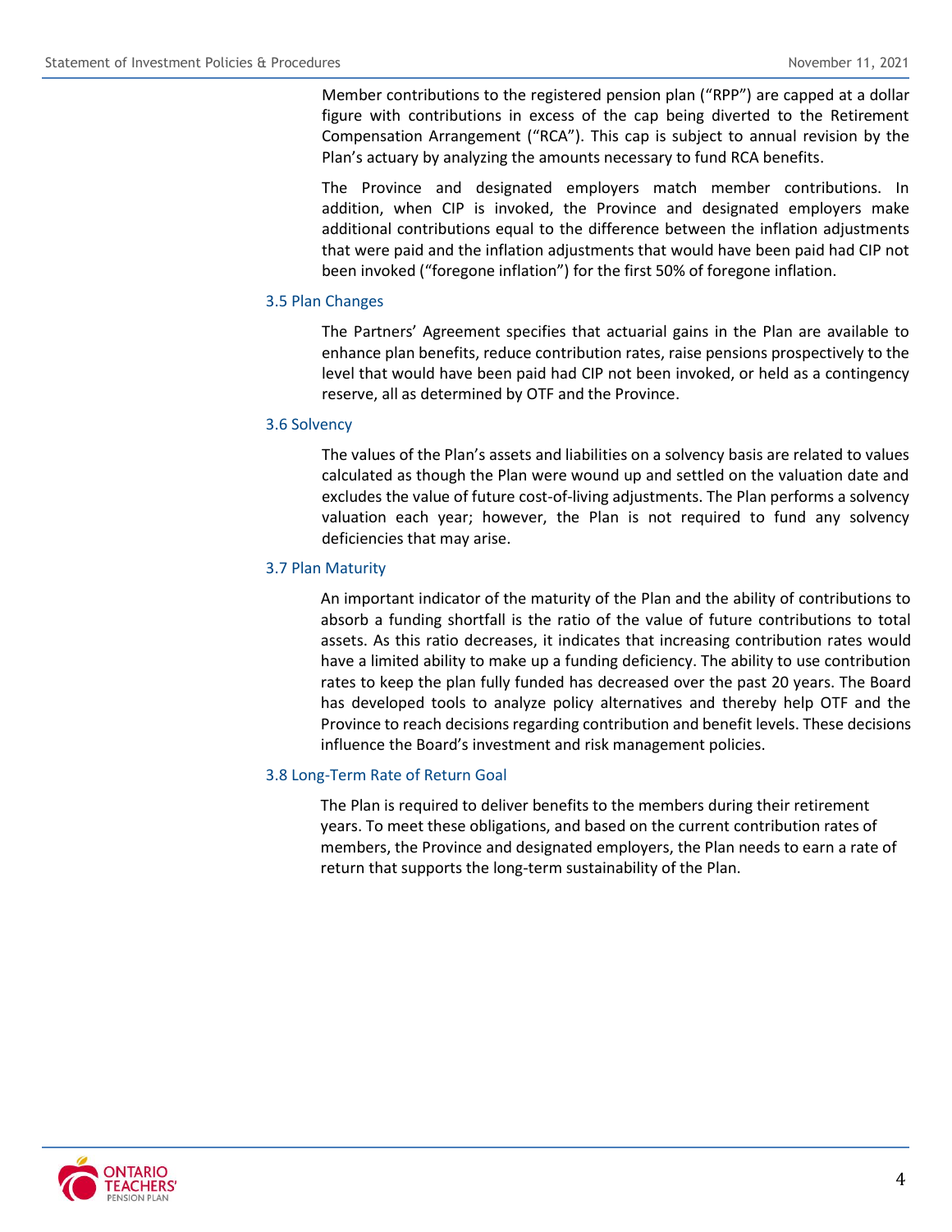Member contributions to the registered pension plan ("RPP") are capped at a dollar figure with contributions in excess of the cap being diverted to the Retirement Compensation Arrangement ("RCA"). This cap is subject to annual revision by the Plan's actuary by analyzing the amounts necessary to fund RCA benefits.

The Province and designated employers match member contributions. In addition, when CIP is invoked, the Province and designated employers make additional contributions equal to the difference between the inflation adjustments that were paid and the inflation adjustments that would have been paid had CIP not been invoked ("foregone inflation") for the first 50% of foregone inflation.

### 3.5 Plan Changes

The Partners' Agreement specifies that actuarial gains in the Plan are available to enhance plan benefits, reduce contribution rates, raise pensions prospectively to the level that would have been paid had CIP not been invoked, or held as a contingency reserve, all as determined by OTF and the Province.

### 3.6 Solvency

The values of the Plan's assets and liabilities on a solvency basis are related to values calculated as though the Plan were wound up and settled on the valuation date and excludes the value of future cost-of-living adjustments. The Plan performs a solvency valuation each year; however, the Plan is not required to fund any solvency deficiencies that may arise.

### 3.7 Plan Maturity

An important indicator of the maturity of the Plan and the ability of contributions to absorb a funding shortfall is the ratio of the value of future contributions to total assets. As this ratio decreases, it indicates that increasing contribution rates would have a limited ability to make up a funding deficiency. The ability to use contribution rates to keep the plan fully funded has decreased over the past 20 years. The Board has developed tools to analyze policy alternatives and thereby help OTF and the Province to reach decisions regarding contribution and benefit levels. These decisions influence the Board's investment and risk management policies.

### 3.8 Long-Term Rate of Return Goal

The Plan is required to deliver benefits to the members during their retirement years. To meet these obligations, and based on the current contribution rates of members, the Province and designated employers, the Plan needs to earn a rate of return that supports the long-term sustainability of the Plan.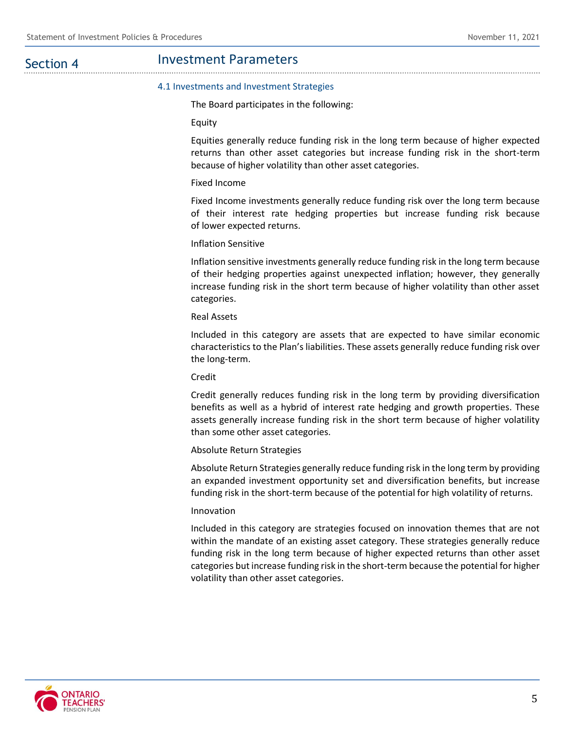# Section 4 Investment Parameters

## 4.1 Investments and Investment Strategies

The Board participates in the following:

### Equity

Equities generally reduce funding risk in the long term because of higher expected returns than other asset categories but increase funding risk in the short-term because of higher volatility than other asset categories.

### Fixed Income

Fixed Income investments generally reduce funding risk over the long term because of their interest rate hedging properties but increase funding risk because of lower expected returns.

### Inflation Sensitive

Inflation sensitive investments generally reduce funding risk in the long term because of their hedging properties against unexpected inflation; however, they generally increase funding risk in the short term because of higher volatility than other asset categories.

### Real Assets

Included in this category are assets that are expected to have similar economic characteristics to the Plan's liabilities. These assets generally reduce funding risk over the long-term.

### Credit

Credit generally reduces funding risk in the long term by providing diversification benefits as well as a hybrid of interest rate hedging and growth properties. These assets generally increase funding risk in the short term because of higher volatility than some other asset categories.

### Absolute Return Strategies

Absolute Return Strategies generally reduce funding risk in the long term by providing an expanded investment opportunity set and diversification benefits, but increase funding risk in the short-term because of the potential for high volatility of returns.

### Innovation

Included in this category are strategies focused on innovation themes that are not within the mandate of an existing asset category. These strategies generally reduce funding risk in the long term because of higher expected returns than other asset categories but increase funding risk in the short-term because the potential for higher volatility than other asset categories.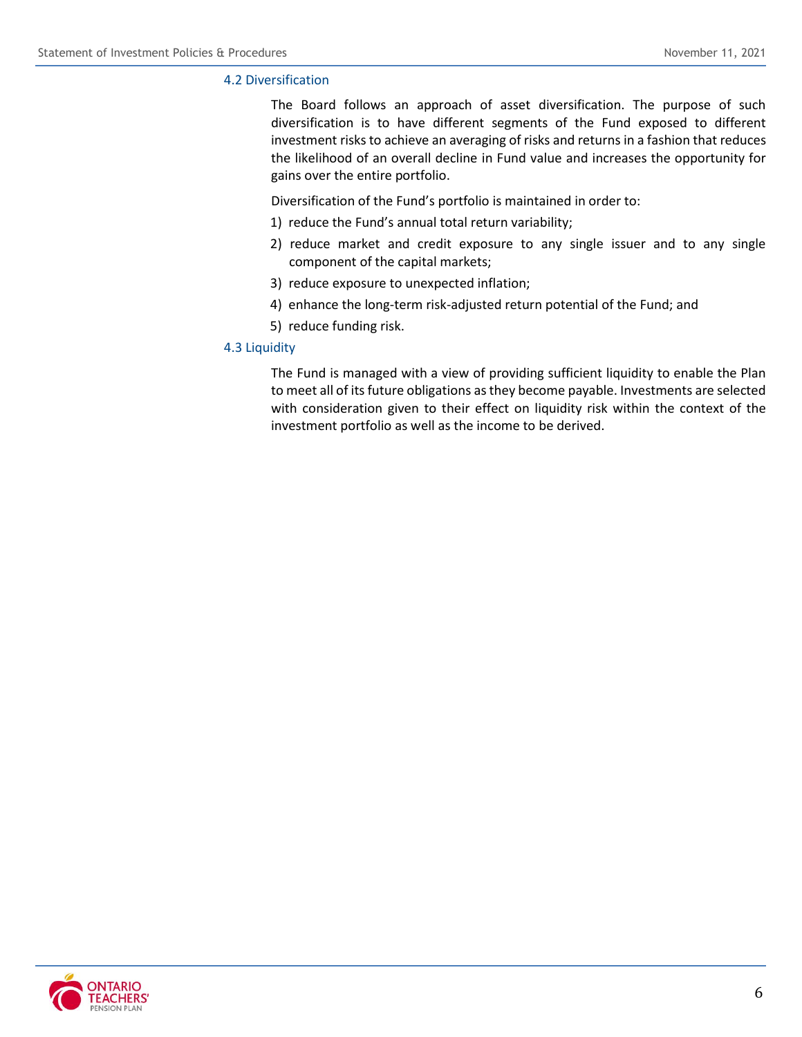### 4.2 Diversification

The Board follows an approach of asset diversification. The purpose of such diversification is to have different segments of the Fund exposed to different investment risks to achieve an averaging of risks and returns in a fashion that reduces the likelihood of an overall decline in Fund value and increases the opportunity for gains over the entire portfolio.

Diversification of the Fund's portfolio is maintained in order to:

1) reduce the Fund's annual total return variability;
2) reduce market and credit exposure to any single issuer and to any single component of the capital markets;
3) reduce exposure to unexpected inflation;
4) enhance the long-term risk-adjusted return potential of the Fund; and
5) reduce funding risk.

### 4.3 Liquidity

The Fund is managed with a view of providing sufficient liquidity to enable the Plan to meet all of its future obligations as they become payable. Investments are selected with consideration given to their effect on liquidity risk within the context of the investment portfolio as well as the income to be derived.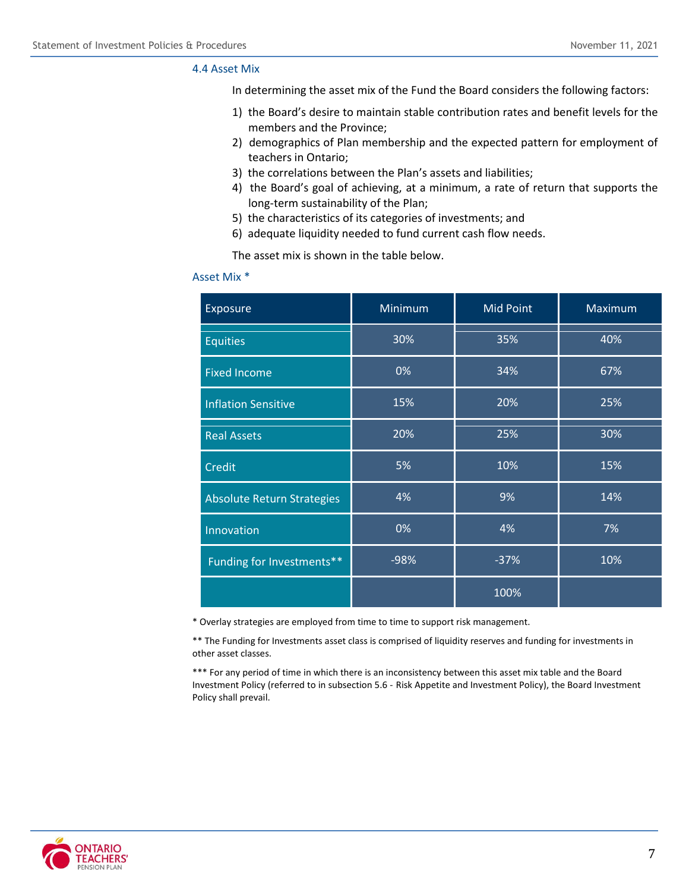### 4.4 Asset Mix

In determining the asset mix of the Fund the Board considers the following factors:

1) the Board's desire to maintain stable contribution rates and benefit levels for the members and the Province;
2) demographics of Plan membership and the expected pattern for employment of teachers in Ontario;
3) the correlations between the Plan's assets and liabilities;
4) the Board's goal of achieving, at a minimum, a rate of return that supports the long-term sustainability of the Plan;
5) the characteristics of its categories of investments; and
6) adequate liquidity needed to fund current cash flow needs.

The asset mix is shown in the table below.

#### Asset Mix *

| Exposure | Minimum | Mid Point | Maximum |
|---|---|---|---|
| Equities | 30% | 35% | 40% |
| Fixed Income | 0% | 34% | 67% |
| Inflation Sensitive | 15% | 20% | 25% |
| Real Assets | 20% | 25% | 30% |
| Credit | 5% | 10% | 15% |
| Absolute Return Strategies | 4% | 9% | 14% |
| Innovation | 0% | 4% | 7% |
| Funding for Investments** | -98% | -37% | 10% |
| | | 100% | |

* Overlay strategies are employed from time to time to support risk management.

** The Funding for Investments asset class is comprised of liquidity reserves and funding for investments in other asset classes.

*** For any period of time in which there is an inconsistency between this asset mix table and the Board Investment Policy (referred to in subsection 5.6 - Risk Appetite and Investment Policy), the Board Investment Policy shall prevail.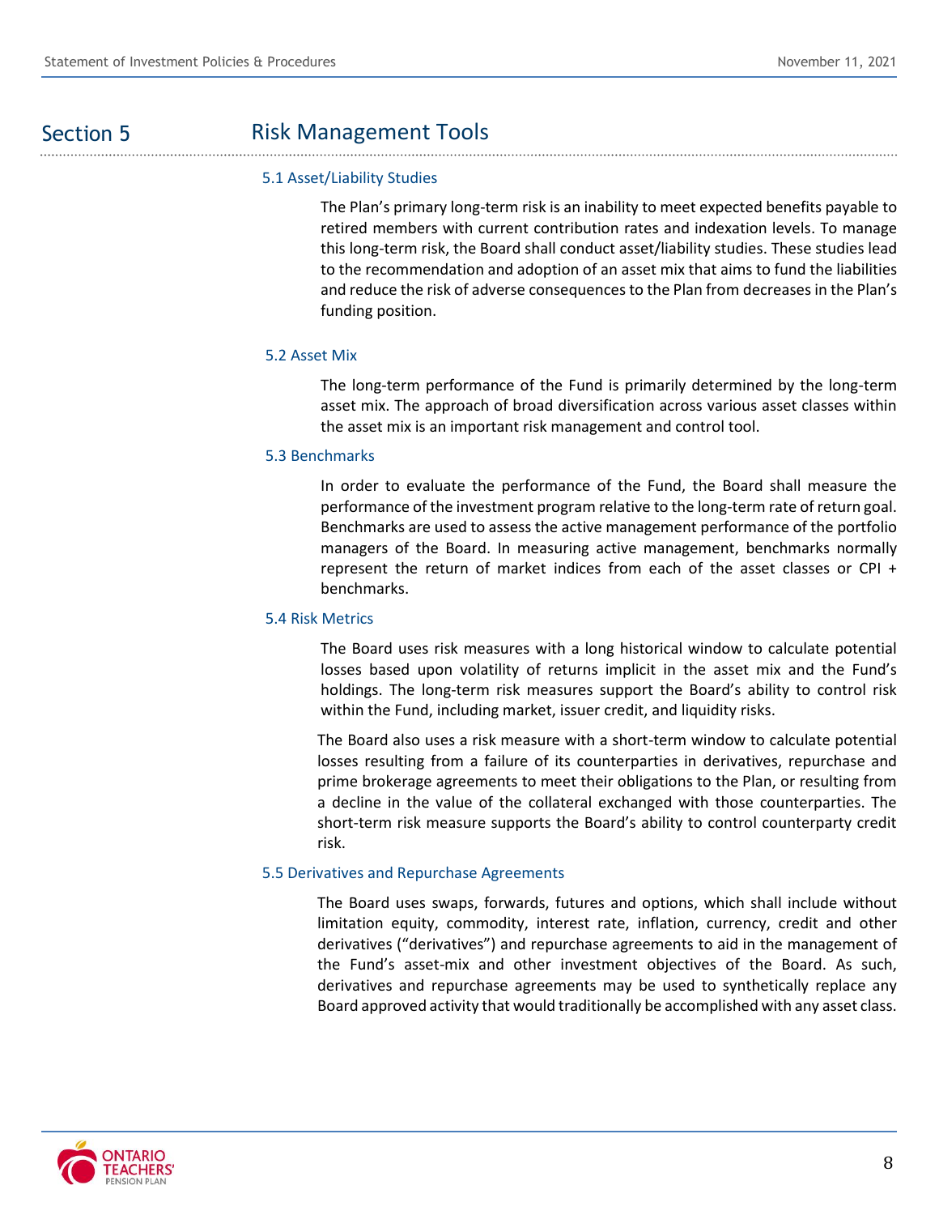## Section 5 Risk Management Tools

### 5.1 Asset/Liability Studies

The Plan's primary long-term risk is an inability to meet expected benefits payable to retired members with current contribution rates and indexation levels. To manage this long-term risk, the Board shall conduct asset/liability studies. These studies lead to the recommendation and adoption of an asset mix that aims to fund the liabilities and reduce the risk of adverse consequences to the Plan from decreases in the Plan's funding position.

### 5.2 Asset Mix

The long-term performance of the Fund is primarily determined by the long-term asset mix. The approach of broad diversification across various asset classes within the asset mix is an important risk management and control tool.

### 5.3 Benchmarks

In order to evaluate the performance of the Fund, the Board shall measure the performance of the investment program relative to the long-term rate of return goal. Benchmarks are used to assess the active management performance of the portfolio managers of the Board. In measuring active management, benchmarks normally represent the return of market indices from each of the asset classes or CPI + benchmarks.

### 5.4 Risk Metrics

The Board uses risk measures with a long historical window to calculate potential losses based upon volatility of returns implicit in the asset mix and the Fund's holdings. The long-term risk measures support the Board's ability to control risk within the Fund, including market, issuer credit, and liquidity risks.

The Board also uses a risk measure with a short-term window to calculate potential losses resulting from a failure of its counterparties in derivatives, repurchase and prime brokerage agreements to meet their obligations to the Plan, or resulting from a decline in the value of the collateral exchanged with those counterparties. The short-term risk measure supports the Board's ability to control counterparty credit risk.

### 5.5 Derivatives and Repurchase Agreements

The Board uses swaps, forwards, futures and options, which shall include without limitation equity, commodity, interest rate, inflation, currency, credit and other derivatives ("derivatives") and repurchase agreements to aid in the management of the Fund's asset-mix and other investment objectives of the Board. As such, derivatives and repurchase agreements may be used to synthetically replace any Board approved activity that would traditionally be accomplished with any asset class.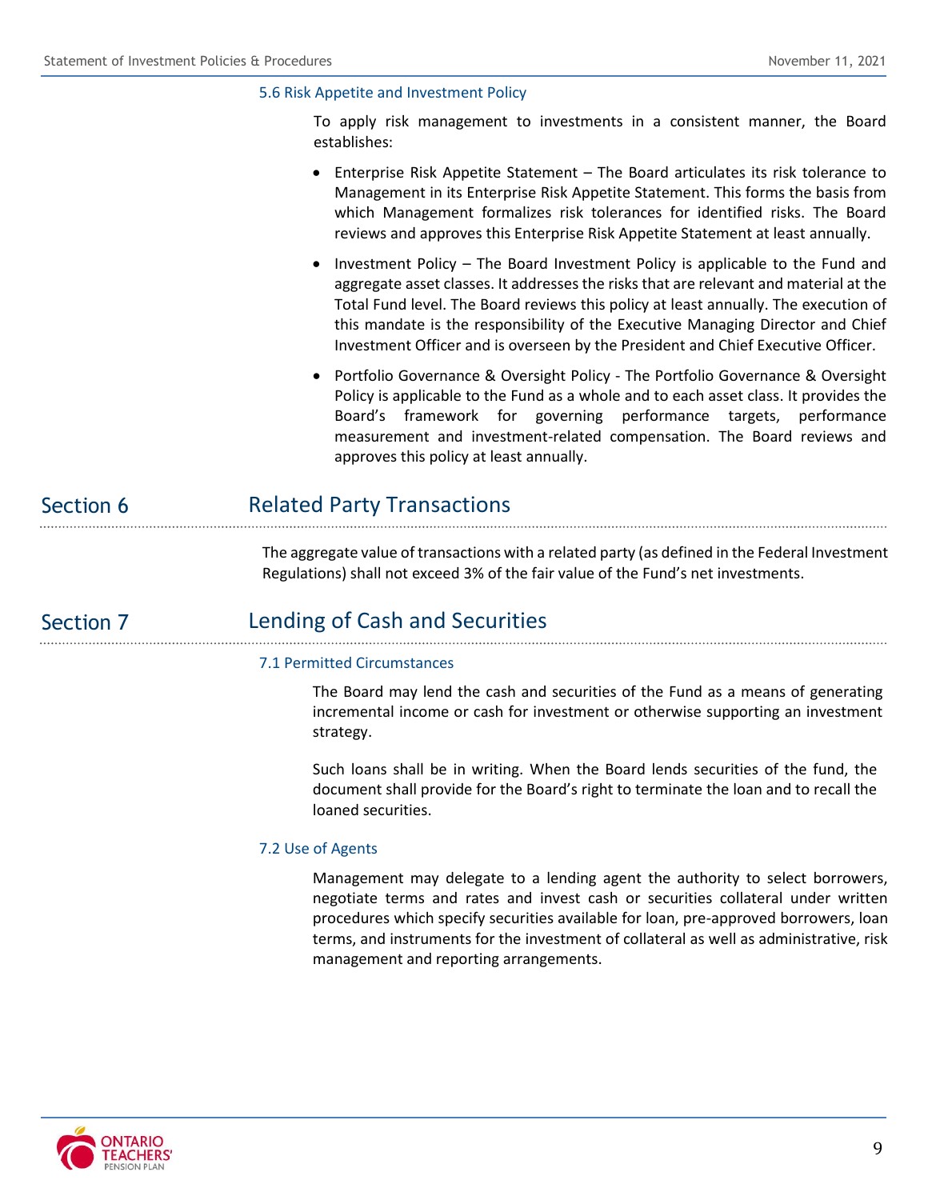### 5.6 Risk Appetite and Investment Policy

To apply risk management to investments in a consistent manner, the Board establishes:

- Enterprise Risk Appetite Statement – The Board articulates its risk tolerance to Management in its Enterprise Risk Appetite Statement. This forms the basis from which Management formalizes risk tolerances for identified risks. The Board reviews and approves this Enterprise Risk Appetite Statement at least annually.
- Investment Policy – The Board Investment Policy is applicable to the Fund and aggregate asset classes. It addresses the risks that are relevant and material at the Total Fund level. The Board reviews this policy at least annually. The execution of this mandate is the responsibility of the Executive Managing Director and Chief Investment Officer and is overseen by the President and Chief Executive Officer.
- Portfolio Governance & Oversight Policy - The Portfolio Governance & Oversight Policy is applicable to the Fund as a whole and to each asset class. It provides the Board's framework for governing performance targets, performance measurement and investment-related compensation. The Board reviews and approves this policy at least annually.

## Section 6 Related Party Transactions

The aggregate value of transactions with a related party (as defined in the Federal Investment Regulations) shall not exceed 3% of the fair value of the Fund's net investments.

## Section 7 Lending of Cash and Securities

### 7.1 Permitted Circumstances

The Board may lend the cash and securities of the Fund as a means of generating incremental income or cash for investment or otherwise supporting an investment strategy.

Such loans shall be in writing. When the Board lends securities of the fund, the document shall provide for the Board's right to terminate the loan and to recall the loaned securities.

### 7.2 Use of Agents

Management may delegate to a lending agent the authority to select borrowers, negotiate terms and rates and invest cash or securities collateral under written procedures which specify securities available for loan, pre-approved borrowers, loan terms, and instruments for the investment of collateral as well as administrative, risk management and reporting arrangements.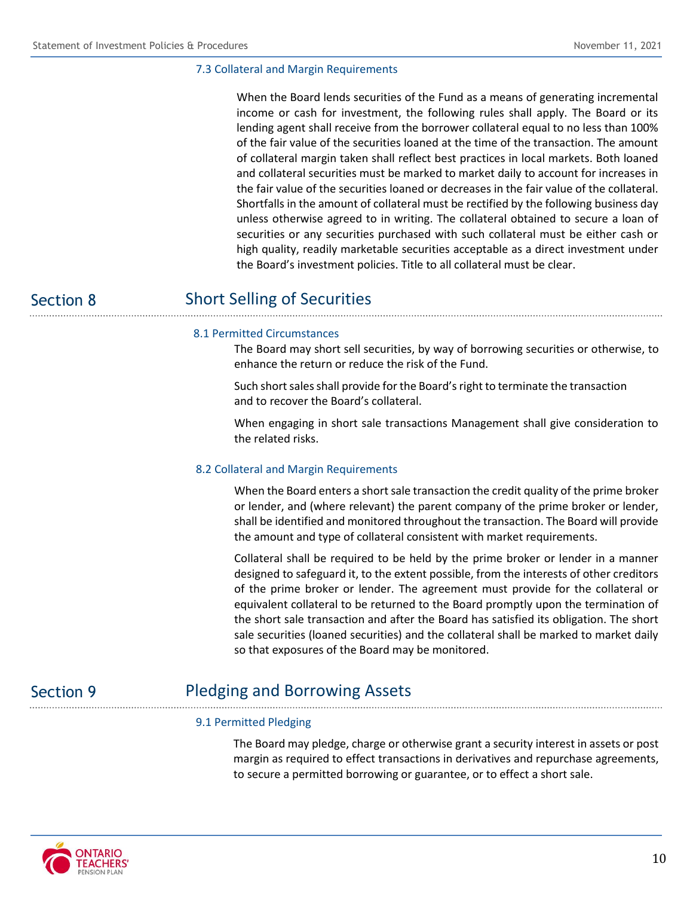### 7.3 Collateral and Margin Requirements

When the Board lends securities of the Fund as a means of generating incremental income or cash for investment, the following rules shall apply. The Board or its lending agent shall receive from the borrower collateral equal to no less than 100% of the fair value of the securities loaned at the time of the transaction. The amount of collateral margin taken shall reflect best practices in local markets. Both loaned and collateral securities must be marked to market daily to account for increases in the fair value of the securities loaned or decreases in the fair value of the collateral. Shortfalls in the amount of collateral must be rectified by the following business day unless otherwise agreed to in writing. The collateral obtained to secure a loan of securities or any securities purchased with such collateral must be either cash or high quality, readily marketable securities acceptable as a direct investment under the Board's investment policies. Title to all collateral must be clear.

## Section 8 Short Selling of Securities

### 8.1 Permitted Circumstances

The Board may short sell securities, by way of borrowing securities or otherwise, to enhance the return or reduce the risk of the Fund.

Such short sales shall provide for the Board's right to terminate the transaction and to recover the Board's collateral.

When engaging in short sale transactions Management shall give consideration to the related risks.

### 8.2 Collateral and Margin Requirements

When the Board enters a short sale transaction the credit quality of the prime broker or lender, and (where relevant) the parent company of the prime broker or lender, shall be identified and monitored throughout the transaction. The Board will provide the amount and type of collateral consistent with market requirements.

Collateral shall be required to be held by the prime broker or lender in a manner designed to safeguard it, to the extent possible, from the interests of other creditors of the prime broker or lender. The agreement must provide for the collateral or equivalent collateral to be returned to the Board promptly upon the termination of the short sale transaction and after the Board has satisfied its obligation. The short sale securities (loaned securities) and the collateral shall be marked to market daily so that exposures of the Board may be monitored.

## Section 9 Pledging and Borrowing Assets

### 9.1 Permitted Pledging

The Board may pledge, charge or otherwise grant a security interest in assets or post margin as required to effect transactions in derivatives and repurchase agreements, to secure a permitted borrowing or guarantee, or to effect a short sale.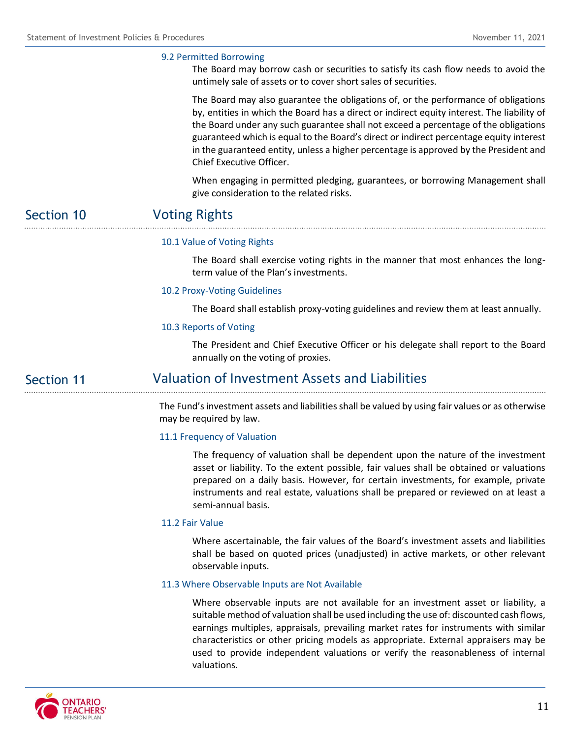### 9.2 Permitted Borrowing

The Board may borrow cash or securities to satisfy its cash flow needs to avoid the untimely sale of assets or to cover short sales of securities.

The Board may also guarantee the obligations of, or the performance of obligations by, entities in which the Board has a direct or indirect equity interest. The liability of the Board under any such guarantee shall not exceed a percentage of the obligations guaranteed which is equal to the Board's direct or indirect percentage equity interest in the guaranteed entity, unless a higher percentage is approved by the President and Chief Executive Officer.

When engaging in permitted pledging, guarantees, or borrowing Management shall give consideration to the related risks.

## Section 10 Voting Rights

### 10.1 Value of Voting Rights

The Board shall exercise voting rights in the manner that most enhances the long-term value of the Plan's investments.

### 10.2 Proxy-Voting Guidelines

The Board shall establish proxy-voting guidelines and review them at least annually.

### 10.3 Reports of Voting

The President and Chief Executive Officer or his delegate shall report to the Board annually on the voting of proxies.

## Section 11 Valuation of Investment Assets and Liabilities

The Fund's investment assets and liabilities shall be valued by using fair values or as otherwise may be required by law.

### 11.1 Frequency of Valuation

The frequency of valuation shall be dependent upon the nature of the investment asset or liability. To the extent possible, fair values shall be obtained or valuations prepared on a daily basis. However, for certain investments, for example, private instruments and real estate, valuations shall be prepared or reviewed on at least a semi-annual basis.

### 11.2 Fair Value

Where ascertainable, the fair values of the Board's investment assets and liabilities shall be based on quoted prices (unadjusted) in active markets, or other relevant observable inputs.

### 11.3 Where Observable Inputs are Not Available

Where observable inputs are not available for an investment asset or liability, a suitable method of valuation shall be used including the use of: discounted cash flows, earnings multiples, appraisals, prevailing market rates for instruments with similar characteristics or other pricing models as appropriate. External appraisers may be used to provide independent valuations or verify the reasonableness of internal valuations.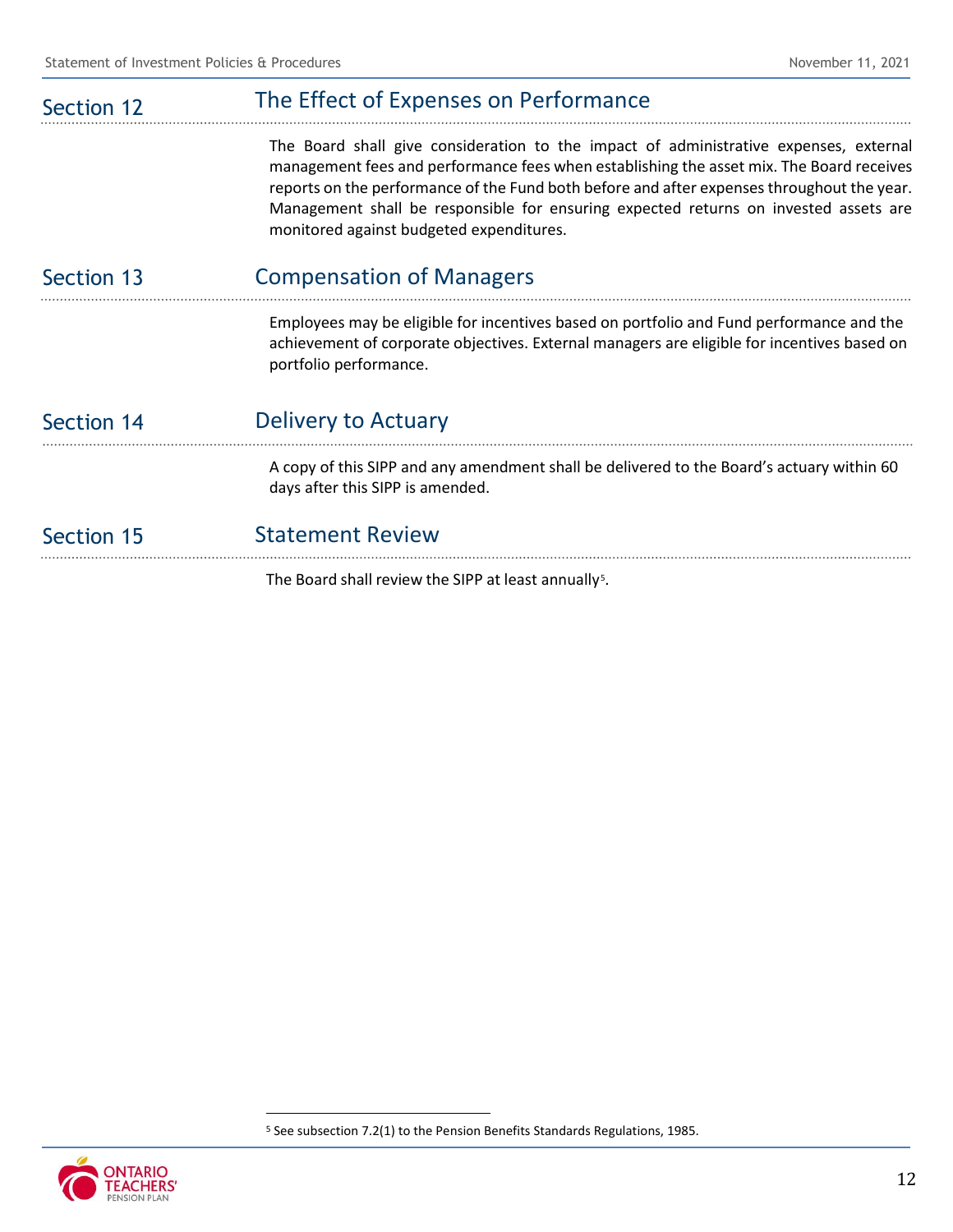## Section 12 The Effect of Expenses on Performance

The Board shall give consideration to the impact of administrative expenses, external management fees and performance fees when establishing the asset mix. The Board receives reports on the performance of the Fund both before and after expenses throughout the year. Management shall be responsible for ensuring expected returns on invested assets are monitored against budgeted expenditures.

## Section 13 Compensation of Managers

Employees may be eligible for incentives based on portfolio and Fund performance and the achievement of corporate objectives. External managers are eligible for incentives based on portfolio performance.

## Section 14 Delivery to Actuary

A copy of this SIPP and any amendment shall be delivered to the Board's actuary within 60 days after this SIPP is amended.

## Section 15 Statement Review

The Board shall review the SIPP at least annually[5].

[5] See subsection 7.2(1) to the Pension Benefits Standards Regulations, 1985.